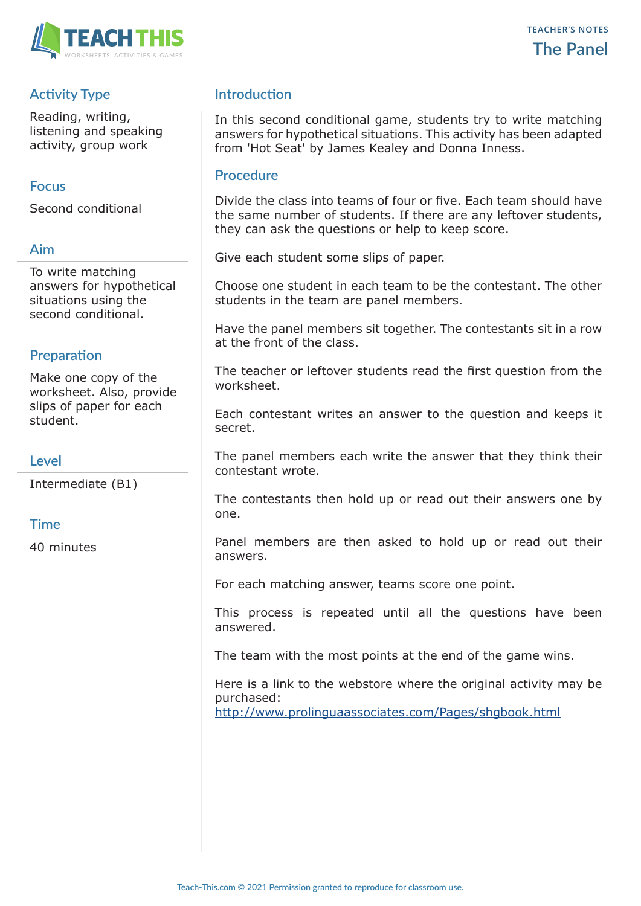TEACHER'S NOTES

# The Panel

## Activity Type

Reading, writing, listening and speaking activity, group work

## Focus

Second conditional

## Aim

To write matching answers for hypothetical situations using the second conditional.

## Preparation

Make one copy of the worksheet. Also, provide slips of paper for each student.

## Level

Intermediate (B1)

## Time

40 minutes

## Introduction

In this second conditional game, students try to write matching answers for hypothetical situations. This activity has been adapted from 'Hot Seat' by James Kealey and Donna Inness.

## Procedure

Divide the class into teams of four or five. Each team should have the same number of students. If there are any leftover students, they can ask the questions or help to keep score.

Give each student some slips of paper.

Choose one student in each team to be the contestant. The other students in the team are panel members.

Have the panel members sit together. The contestants sit in a row at the front of the class.

The teacher or leftover students read the first question from the worksheet.

Each contestant writes an answer to the question and keeps it secret.

The panel members each write the answer that they think their contestant wrote.

The contestants then hold up or read out their answers one by one.

Panel members are then asked to hold up or read out their answers.

For each matching answer, teams score one point.

This process is repeated until all the questions have been answered.

The team with the most points at the end of the game wins.

Here is a link to the webstore where the original activity may be purchased:
http://www.prolinguaassociates.com/Pages/shgbook.html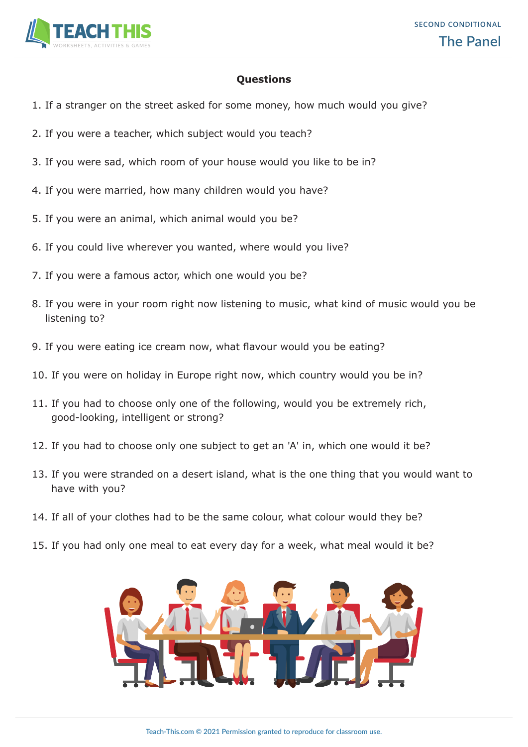## Questions

1. If a stranger on the street asked for some money, how much would you give?
2. If you were a teacher, which subject would you teach?
3. If you were sad, which room of your house would you like to be in?
4. If you were married, how many children would you have?
5. If you were an animal, which animal would you be?
6. If you could live wherever you wanted, where would you live?
7. If you were a famous actor, which one would you be?
8. If you were in your room right now listening to music, what kind of music would you be listening to?
9. If you were eating ice cream now, what flavour would you be eating?
10. If you were on holiday in Europe right now, which country would you be in?
11. If you had to choose only one of the following, would you be extremely rich, good-looking, intelligent or strong?
12. If you had to choose only one subject to get an 'A' in, which one would it be?
13. If you were stranded on a desert island, what is the one thing that you would want to have with you?
14. If all of your clothes had to be the same colour, what colour would they be?
15. If you had only one meal to eat every day for a week, what meal would it be?